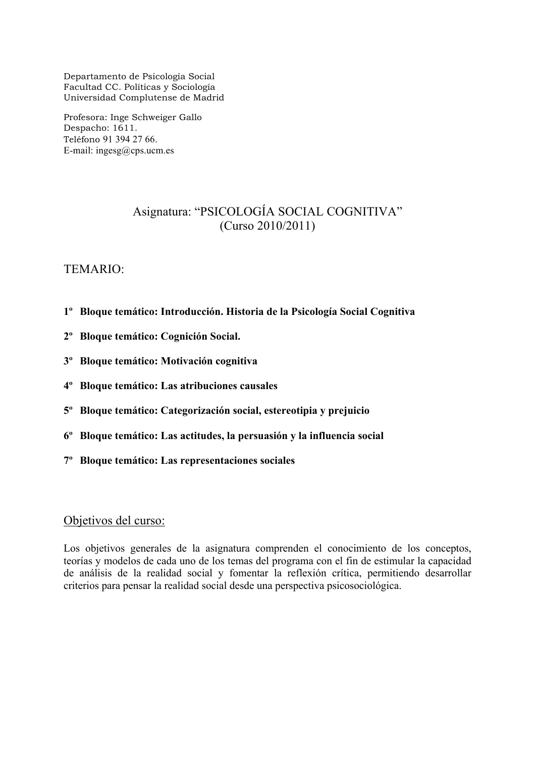Departamento de Psicología Social
Facultad CC. Políticas y Sociología
Universidad Complutense de Madrid

Profesora: Inge Schweiger Gallo
Despacho: 1611.
Teléfono 91 394 27 66.
E-mail: ingesg@cps.ucm.es

# Asignatura: "PSICOLOGÍA SOCIAL COGNITIVA" (Curso 2010/2011)

## TEMARIO:

**1º Bloque temático: Introducción. Historia de la Psicología Social Cognitiva**

**2º Bloque temático: Cognición Social.**

**3º Bloque temático: Motivación cognitiva**

**4º Bloque temático: Las atribuciones causales**

**5º Bloque temático: Categorización social, estereotipia y prejuicio**

**6º Bloque temático: Las actitudes, la persuasión y la influencia social**

**7º Bloque temático: Las representaciones sociales**

## Objetivos del curso:

Los objetivos generales de la asignatura comprenden el conocimiento de los conceptos, teorías y modelos de cada uno de los temas del programa con el fin de estimular la capacidad de análisis de la realidad social y fomentar la reflexión crítica, permitiendo desarrollar criterios para pensar la realidad social desde una perspectiva psicosociológica.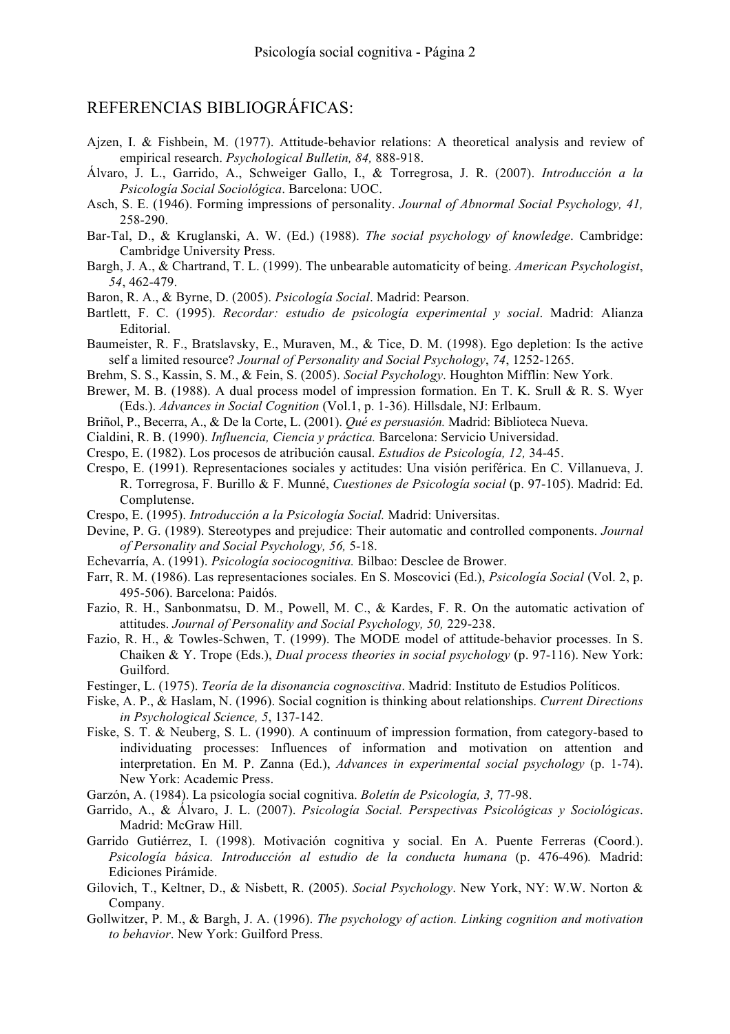## REFERENCIAS BIBLIOGRÁFICAS:

Ajzen, I. & Fishbein, M. (1977). Attitude-behavior relations: A theoretical analysis and review of empirical research. *Psychological Bulletin, 84,* 888-918.

Álvaro, J. L., Garrido, A., Schweiger Gallo, I., & Torregrosa, J. R. (2007). *Introducción a la Psicología Social Sociológica*. Barcelona: UOC.

Asch, S. E. (1946). Forming impressions of personality. *Journal of Abnormal Social Psychology, 41,* 258-290.

Bar-Tal, D., & Kruglanski, A. W. (Ed.) (1988). *The social psychology of knowledge*. Cambridge: Cambridge University Press.

Bargh, J. A., & Chartrand, T. L. (1999). The unbearable automaticity of being. *American Psychologist*, *54*, 462-479.

Baron, R. A., & Byrne, D. (2005). *Psicología Social*. Madrid: Pearson.

Bartlett, F. C. (1995). *Recordar: estudio de psicología experimental y social*. Madrid: Alianza Editorial.

Baumeister, R. F., Bratslavsky, E., Muraven, M., & Tice, D. M. (1998). Ego depletion: Is the active self a limited resource? *Journal of Personality and Social Psychology*, *74*, 1252-1265.

Brehm, S. S., Kassin, S. M., & Fein, S. (2005). *Social Psychology*. Houghton Mifflin: New York.

Brewer, M. B. (1988). A dual process model of impression formation. En T. K. Srull & R. S. Wyer (Eds.). *Advances in Social Cognition* (Vol.1, p. 1-36). Hillsdale, NJ: Erlbaum.

Briñol, P., Becerra, A., & De la Corte, L. (2001). *Qué es persuasión.* Madrid: Biblioteca Nueva.

Cialdini, R. B. (1990). *Influencia, Ciencia y práctica.* Barcelona: Servicio Universidad.

Crespo, E. (1982). Los procesos de atribución causal. *Estudios de Psicología, 12,* 34-45.

Crespo, E. (1991). Representaciones sociales y actitudes: Una visión periférica. En C. Villanueva, J. R. Torregrosa, F. Burillo & F. Munné, *Cuestiones de Psicología social* (p. 97-105). Madrid: Ed. Complutense.

Crespo, E. (1995). *Introducción a la Psicología Social.* Madrid: Universitas.

Devine, P. G. (1989). Stereotypes and prejudice: Their automatic and controlled components. *Journal of Personality and Social Psychology, 56,* 5-18.

Echevarría, A. (1991). *Psicología sociocognitiva.* Bilbao: Desclee de Brower.

Farr, R. M. (1986). Las representaciones sociales. En S. Moscovici (Ed.), *Psicología Social* (Vol. 2, p. 495-506). Barcelona: Paidós.

Fazio, R. H., Sanbonmatsu, D. M., Powell, M. C., & Kardes, F. R. On the automatic activation of attitudes. *Journal of Personality and Social Psychology, 50,* 229-238.

Fazio, R. H., & Towles-Schwen, T. (1999). The MODE model of attitude-behavior processes. In S. Chaiken & Y. Trope (Eds.), *Dual process theories in social psychology* (p. 97-116). New York: Guilford.

Festinger, L. (1975). *Teoría de la disonancia cognoscitiva*. Madrid: Instituto de Estudios Políticos.

Fiske, A. P., & Haslam, N. (1996). Social cognition is thinking about relationships. *Current Directions in Psychological Science, 5*, 137-142.

Fiske, S. T. & Neuberg, S. L. (1990). A continuum of impression formation, from category-based to individuating processes: Influences of information and motivation on attention and interpretation. En M. P. Zanna (Ed.), *Advances in experimental social psychology* (p. 1-74). New York: Academic Press.

Garzón, A. (1984). La psicología social cognitiva. *Boletín de Psicología, 3,* 77-98.

Garrido, A., & Álvaro, J. L. (2007). *Psicología Social. Perspectivas Psicológicas y Sociológicas*. Madrid: McGraw Hill.

Garrido Gutiérrez, I. (1998). Motivación cognitiva y social. En A. Puente Ferreras (Coord.). *Psicología básica. Introducción al estudio de la conducta humana* (p. 476-496)*.* Madrid: Ediciones Pirámide.

Gilovich, T., Keltner, D., & Nisbett, R. (2005). *Social Psychology*. New York, NY: W.W. Norton & Company.

Gollwitzer, P. M., & Bargh, J. A. (1996). *The psychology of action. Linking cognition and motivation to behavior*. New York: Guilford Press.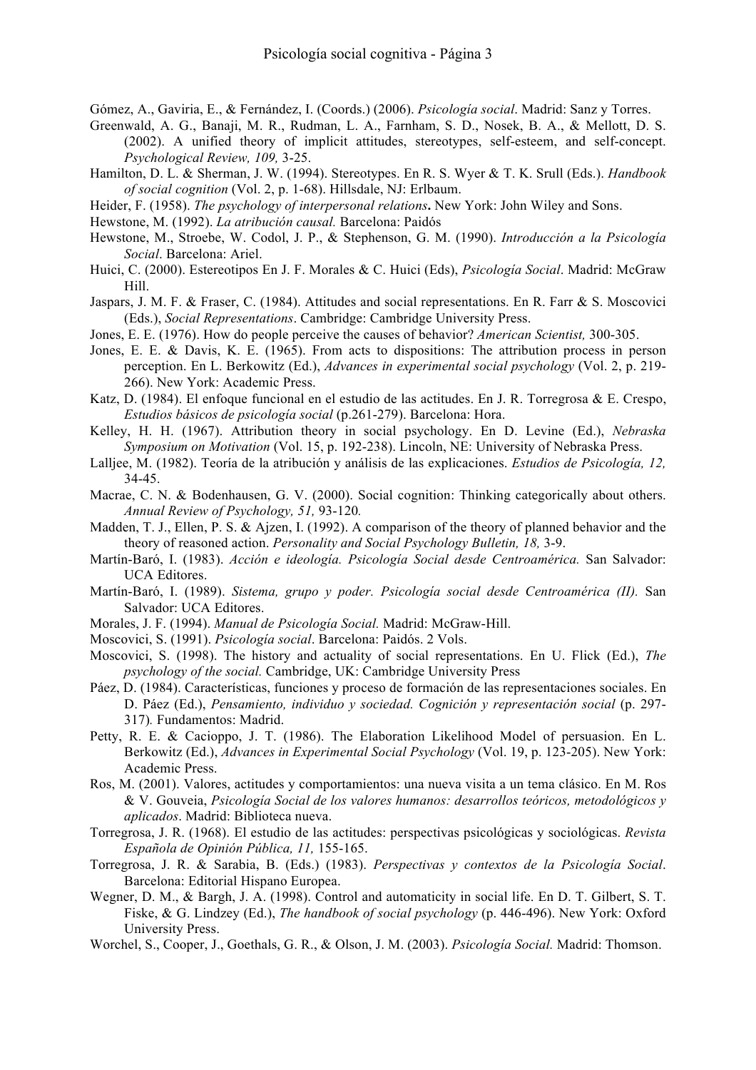Gómez, A., Gaviria, E., & Fernández, I. (Coords.) (2006). *Psicología social*. Madrid: Sanz y Torres.

Greenwald, A. G., Banaji, M. R., Rudman, L. A., Farnham, S. D., Nosek, B. A., & Mellott, D. S. (2002). A unified theory of implicit attitudes, stereotypes, self-esteem, and self-concept. *Psychological Review, 109,* 3-25.

Hamilton, D. L. & Sherman, J. W. (1994). Stereotypes. En R. S. Wyer & T. K. Srull (Eds.). *Handbook of social cognition* (Vol. 2, p. 1-68). Hillsdale, NJ: Erlbaum.

Heider, F. (1958). *The psychology of interpersonal relations***.** New York: John Wiley and Sons.

Hewstone, M. (1992). *La atribución causal.* Barcelona: Paidós

Hewstone, M., Stroebe, W. Codol, J. P., & Stephenson, G. M. (1990). *Introducción a la Psicología Social*. Barcelona: Ariel.

Huici, C. (2000). Estereotipos En J. F. Morales & C. Huici (Eds), *Psicología Social*. Madrid: McGraw Hill.

Jaspars, J. M. F. & Fraser, C. (1984). Attitudes and social representations. En R. Farr & S. Moscovici (Eds.), *Social Representations*. Cambridge: Cambridge University Press.

Jones, E. E. (1976). How do people perceive the causes of behavior? *American Scientist,* 300-305.

Jones, E. E. & Davis, K. E. (1965). From acts to dispositions: The attribution process in person perception. En L. Berkowitz (Ed.), *Advances in experimental social psychology* (Vol. 2, p. 219-266). New York: Academic Press.

Katz, D. (1984). El enfoque funcional en el estudio de las actitudes. En J. R. Torregrosa & E. Crespo, *Estudios básicos de psicología social* (p.261-279). Barcelona: Hora.

Kelley, H. H. (1967). Attribution theory in social psychology. En D. Levine (Ed.), *Nebraska Symposium on Motivation* (Vol. 15, p. 192-238). Lincoln, NE: University of Nebraska Press.

Lalljee, M. (1982). Teoría de la atribución y análisis de las explicaciones. *Estudios de Psicología, 12,* 34-45.

Macrae, C. N. & Bodenhausen, G. V. (2000). Social cognition: Thinking categorically about others. *Annual Review of Psychology, 51,* 93-120*.*

Madden, T. J., Ellen, P. S. & Ajzen, I. (1992). A comparison of the theory of planned behavior and the theory of reasoned action. *Personality and Social Psychology Bulletin, 18,* 3-9.

Martín-Baró, I. (1983). *Acción e ideología. Psicología Social desde Centroamérica.* San Salvador: UCA Editores.

Martín-Baró, I. (1989). *Sistema, grupo y poder. Psicología social desde Centroamérica (II).* San Salvador: UCA Editores.

Morales, J. F. (1994). *Manual de Psicología Social.* Madrid: McGraw-Hill.

Moscovici, S. (1991). *Psicología social*. Barcelona: Paidós. 2 Vols.

Moscovici, S. (1998). The history and actuality of social representations. En U. Flick (Ed.), *The psychology of the social.* Cambridge, UK: Cambridge University Press

Páez, D. (1984). Características, funciones y proceso de formación de las representaciones sociales. En D. Páez (Ed.), *Pensamiento, individuo y sociedad. Cognición y representación social* (p. 297-317)*.* Fundamentos: Madrid.

Petty, R. E. & Cacioppo, J. T. (1986). The Elaboration Likelihood Model of persuasion. En L. Berkowitz (Ed.), *Advances in Experimental Social Psychology* (Vol. 19, p. 123-205). New York: Academic Press.

Ros, M. (2001). Valores, actitudes y comportamientos: una nueva visita a un tema clásico. En M. Ros & V. Gouveia, *Psicología Social de los valores humanos: desarrollos teóricos, metodológicos y aplicados*. Madrid: Biblioteca nueva.

Torregrosa, J. R. (1968). El estudio de las actitudes: perspectivas psicológicas y sociológicas. *Revista Española de Opinión Pública, 11,* 155-165.

Torregrosa, J. R. & Sarabia, B. (Eds.) (1983). *Perspectivas y contextos de la Psicología Social*. Barcelona: Editorial Hispano Europea.

Wegner, D. M., & Bargh, J. A. (1998). Control and automaticity in social life. En D. T. Gilbert, S. T. Fiske, & G. Lindzey (Ed.), *The handbook of social psychology* (p. 446-496). New York: Oxford University Press.

Worchel, S., Cooper, J., Goethals, G. R., & Olson, J. M. (2003). *Psicología Social.* Madrid: Thomson.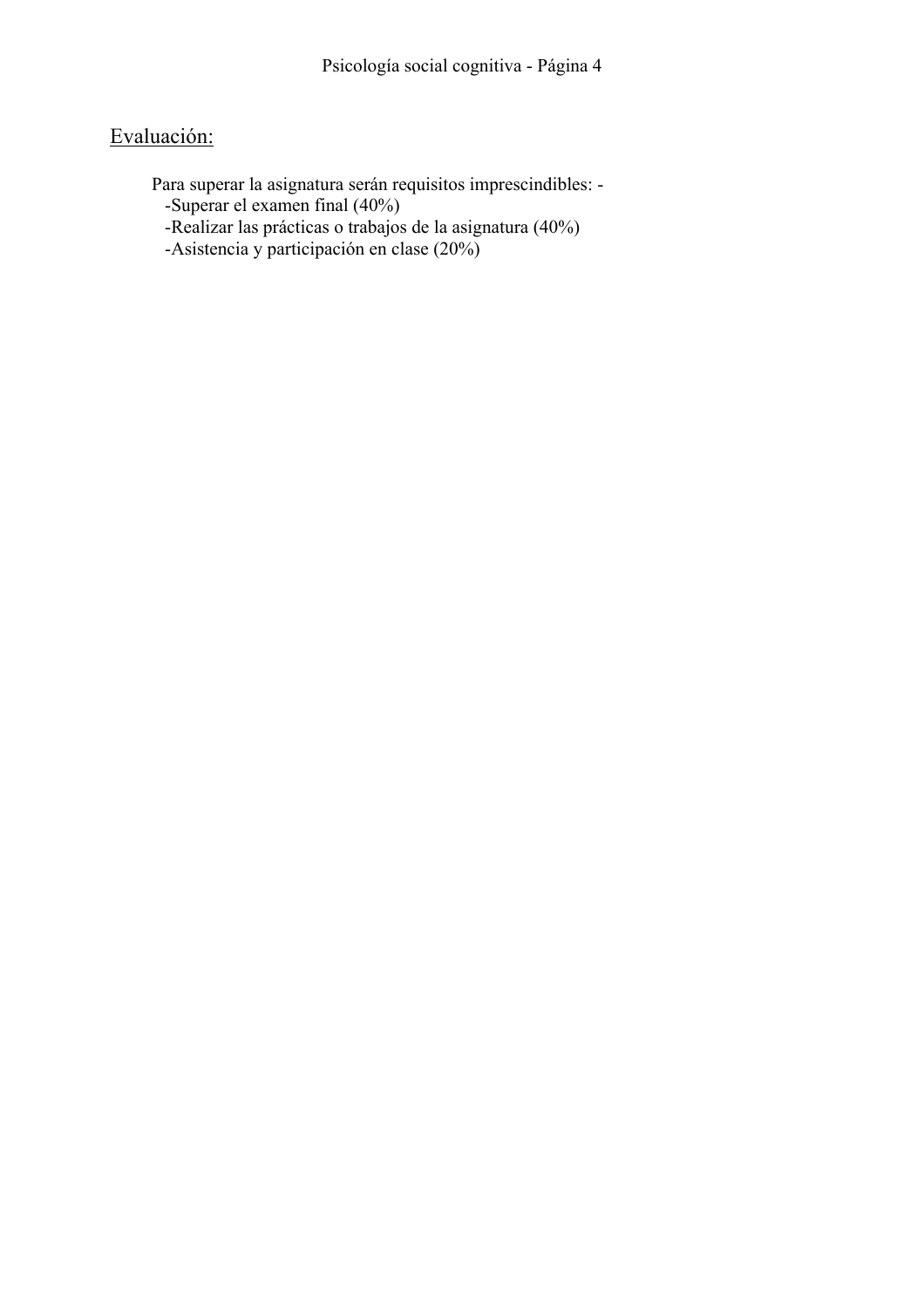## Evaluación:

Para superar la asignatura serán requisitos imprescindibles: -

- -Superar el examen final (40%)
- -Realizar las prácticas o trabajos de la asignatura (40%)
- -Asistencia y participación en clase (20%)